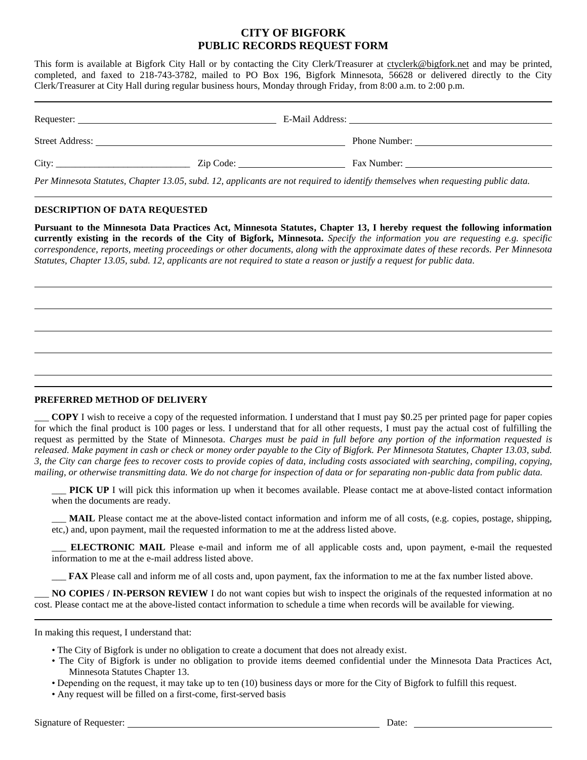# CITY OF BIGFORK
# PUBLIC RECORDS REQUEST FORM

This form is available at Bigfork City Hall or by contacting the City Clerk/Treasurer at ctyclerk@bigfork.net and may be printed, completed, and faxed to 218-743-3782, mailed to PO Box 196, Bigfork Minnesota, 56628 or delivered directly to the City Clerk/Treasurer at City Hall during regular business hours, Monday through Friday, from 8:00 a.m. to 2:00 p.m.

---

Requester: ______________________________ E-Mail Address: ______________________________

Street Address: ______________________________ Phone Number: ______________________________

City: ______________________________ Zip Code: ______________________ Fax Number: ______________________________

*Per Minnesota Statutes, Chapter 13.05, subd. 12, applicants are not required to identify themselves when requesting public data.*

---

**DESCRIPTION OF DATA REQUESTED**

**Pursuant to the Minnesota Data Practices Act, Minnesota Statutes, Chapter 13, I hereby request the following information currently existing in the records of the City of Bigfork, Minnesota.** *Specify the information you are requesting e.g. specific correspondence, reports, meeting proceedings or other documents, along with the approximate dates of these records. Per Minnesota Statutes, Chapter 13.05, subd. 12, applicants are not required to state a reason or justify a request for public data.*

______________________________________________________________________________

______________________________________________________________________________

______________________________________________________________________________

______________________________________________________________________________

______________________________________________________________________________

---

**PREFERRED METHOD OF DELIVERY**

___ **COPY** I wish to receive a copy of the requested information. I understand that I must pay $0.25 per printed page for paper copies for which the final product is 100 pages or less. I understand that for all other requests, I must pay the actual cost of fulfilling the request as permitted by the State of Minnesota. *Charges must be paid in full before any portion of the information requested is released. Make payment in cash or check or money order payable to the City of Bigfork. Per Minnesota Statutes, Chapter 13.03, subd. 3, the City can charge fees to recover costs to provide copies of data, including costs associated with searching, compiling, copying, mailing, or otherwise transmitting data. We do not charge for inspection of data or for separating non-public data from public data.*

___ **PICK UP** I will pick this information up when it becomes available. Please contact me at above-listed contact information when the documents are ready.

___ **MAIL** Please contact me at the above-listed contact information and inform me of all costs, (e.g. copies, postage, shipping, etc,) and, upon payment, mail the requested information to me at the address listed above.

___ **ELECTRONIC MAIL** Please e-mail and inform me of all applicable costs and, upon payment, e-mail the requested information to me at the e-mail address listed above.

___ **FAX** Please call and inform me of all costs and, upon payment, fax the information to me at the fax number listed above.

___ **NO COPIES / IN-PERSON REVIEW** I do not want copies but wish to inspect the originals of the requested information at no cost. Please contact me at the above-listed contact information to schedule a time when records will be available for viewing.

---

In making this request, I understand that:

- The City of Bigfork is under no obligation to create a document that does not already exist.
- The City of Bigfork is under no obligation to provide items deemed confidential under the Minnesota Data Practices Act, Minnesota Statutes Chapter 13.
- Depending on the request, it may take up to ten (10) business days or more for the City of Bigfork to fulfill this request.
- Any request will be filled on a first-come, first-served basis

Signature of Requester: ______________________________ Date: ______________________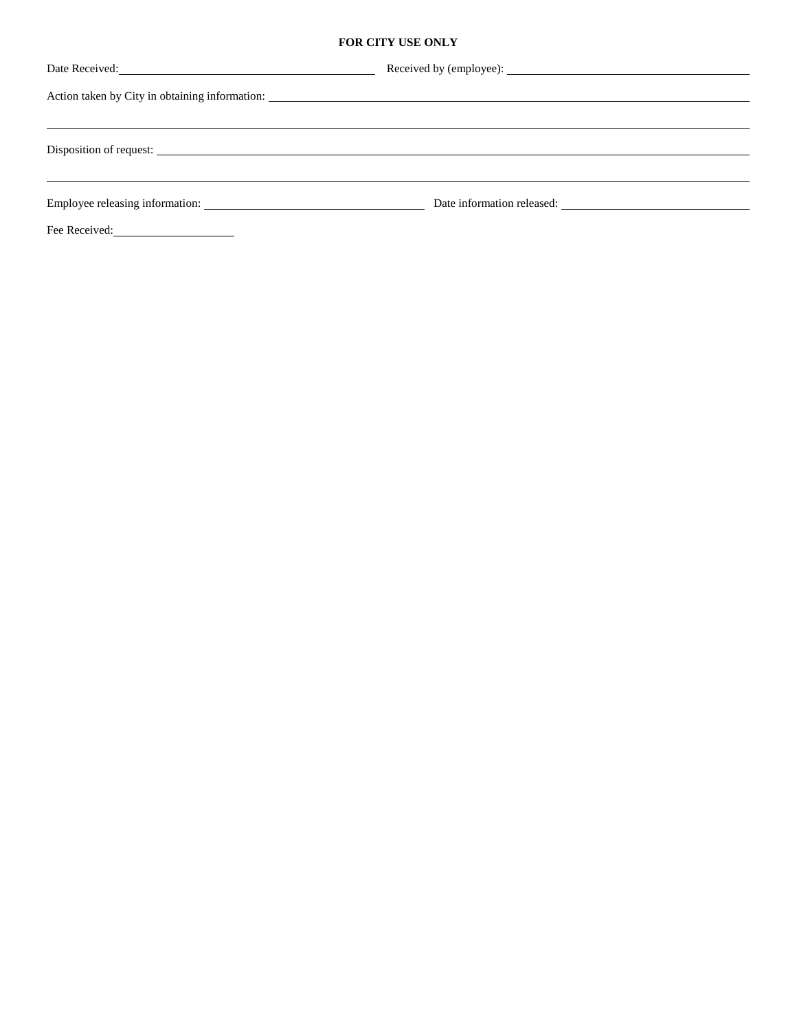**FOR CITY USE ONLY**

Date Received: ______________________ Received by (employee): ______________________

Action taken by City in obtaining information: ______________________

______________________

Disposition of request: ______________________

______________________

Employee releasing information: ______________________ Date information released: ______________________

Fee Received: ______________________